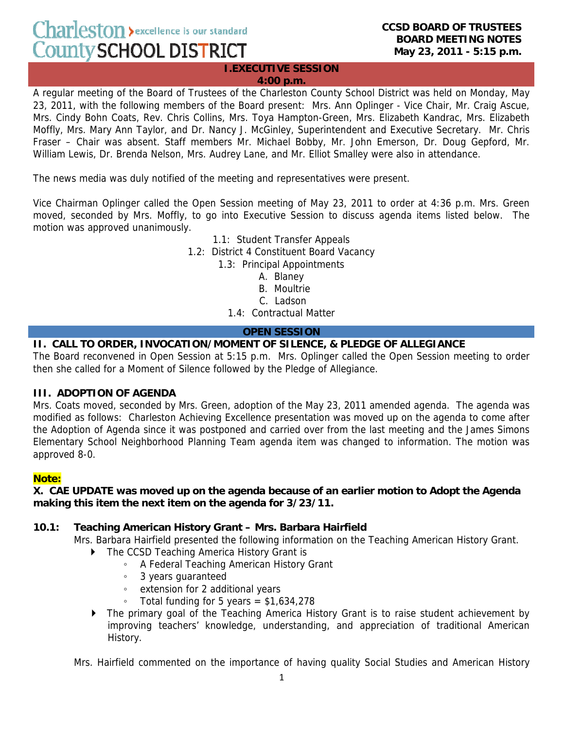Charleston County SCHOOL DISTRICT — excellence is our standard

**CCSD BOARD OF TRUSTEES**
**BOARD MEETING NOTES**
**May 23, 2011 - 5:15 p.m.**

## I. EXECUTIVE SESSION
**4:00 p.m.**

A regular meeting of the Board of Trustees of the Charleston County School District was held on Monday, May 23, 2011, with the following members of the Board present: Mrs. Ann Oplinger - Vice Chair, Mr. Craig Ascue, Mrs. Cindy Bohn Coats, Rev. Chris Collins, Mrs. Toya Hampton-Green, Mrs. Elizabeth Kandrac, Mrs. Elizabeth Moffly, Mrs. Mary Ann Taylor, and Dr. Nancy J. McGinley, Superintendent and Executive Secretary. Mr. Chris Fraser – Chair was absent. Staff members Mr. Michael Bobby, Mr. John Emerson, Dr. Doug Gepford, Mr. William Lewis, Dr. Brenda Nelson, Mrs. Audrey Lane, and Mr. Elliot Smalley were also in attendance.

The news media was duly notified of the meeting and representatives were present.

Vice Chairman Oplinger called the Open Session meeting of May 23, 2011 to order at 4:36 p.m. Mrs. Green moved, seconded by Mrs. Moffly, to go into Executive Session to discuss agenda items listed below. The motion was approved unanimously.

1.1: Student Transfer Appeals
1.2: District 4 Constituent Board Vacancy
1.3: Principal Appointments
- A. Blaney
- B. Moultrie
- C. Ladson

1.4: Contractual Matter

## OPEN SESSION

### II. CALL TO ORDER, INVOCATION/MOMENT OF SILENCE, & PLEDGE OF ALLEGIANCE

The Board reconvened in Open Session at 5:15 p.m. Mrs. Oplinger called the Open Session meeting to order then she called for a Moment of Silence followed by the Pledge of Allegiance.

### III. ADOPTION OF AGENDA

Mrs. Coats moved, seconded by Mrs. Green, adoption of the May 23, 2011 amended agenda. The agenda was modified as follows: Charleston Achieving Excellence presentation was moved up on the agenda to come after the Adoption of Agenda since it was postponed and carried over from the last meeting and the James Simons Elementary School Neighborhood Planning Team agenda item was changed to information. The motion was approved 8-0.

**Note:**

**X. CAE UPDATE was moved up on the agenda because of an earlier motion to Adopt the Agenda making this item the next item on the agenda for 3/23/11.**

**10.1: Teaching American History Grant – Mrs. Barbara Hairfield**

Mrs. Barbara Hairfield presented the following information on the Teaching American History Grant.

- The CCSD Teaching America History Grant is
  - A Federal Teaching American History Grant
  - 3 years guaranteed
  - extension for 2 additional years
  - Total funding for 5 years = $1,634,278
- The primary goal of the Teaching America History Grant is to raise student achievement by improving teachers' knowledge, understanding, and appreciation of traditional American History.

Mrs. Hairfield commented on the importance of having quality Social Studies and American History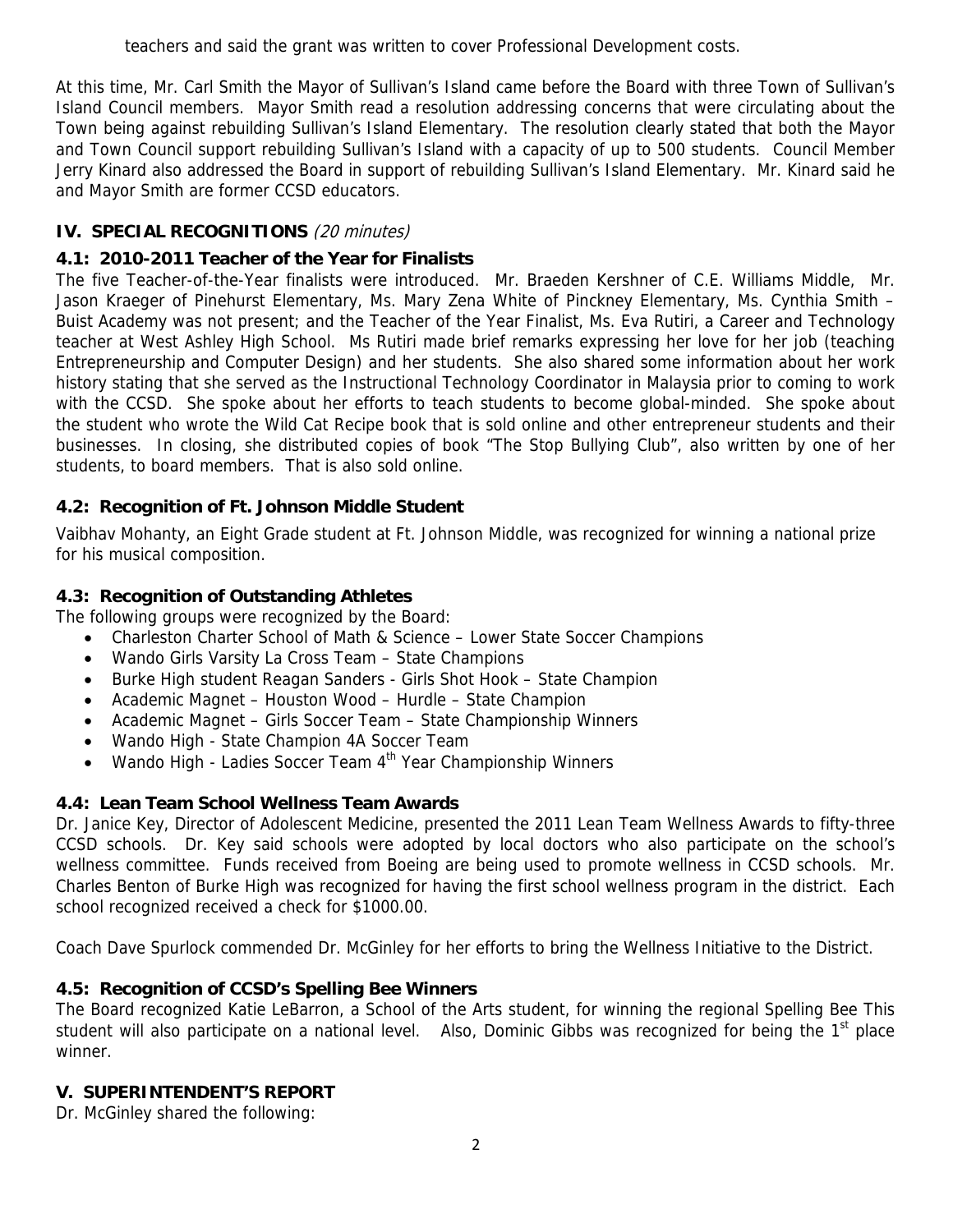teachers and said the grant was written to cover Professional Development costs.

At this time, Mr. Carl Smith the Mayor of Sullivan's Island came before the Board with three Town of Sullivan's Island Council members. Mayor Smith read a resolution addressing concerns that were circulating about the Town being against rebuilding Sullivan's Island Elementary. The resolution clearly stated that both the Mayor and Town Council support rebuilding Sullivan's Island with a capacity of up to 500 students. Council Member Jerry Kinard also addressed the Board in support of rebuilding Sullivan's Island Elementary. Mr. Kinard said he and Mayor Smith are former CCSD educators.

## IV. SPECIAL RECOGNITIONS *(20 minutes)*

### 4.1: 2010-2011 Teacher of the Year for Finalists

The five Teacher-of-the-Year finalists were introduced. Mr. Braeden Kershner of C.E. Williams Middle, Mr. Jason Kraeger of Pinehurst Elementary, Ms. Mary Zena White of Pinckney Elementary, Ms. Cynthia Smith – Buist Academy was not present; and the Teacher of the Year Finalist, Ms. Eva Rutiri, a Career and Technology teacher at West Ashley High School. Ms Rutiri made brief remarks expressing her love for her job (teaching Entrepreneurship and Computer Design) and her students. She also shared some information about her work history stating that she served as the Instructional Technology Coordinator in Malaysia prior to coming to work with the CCSD. She spoke about her efforts to teach students to become global-minded. She spoke about the student who wrote the Wild Cat Recipe book that is sold online and other entrepreneur students and their businesses. In closing, she distributed copies of book "The Stop Bullying Club", also written by one of her students, to board members. That is also sold online.

### 4.2: Recognition of Ft. Johnson Middle Student

Vaibhav Mohanty, an Eight Grade student at Ft. Johnson Middle, was recognized for winning a national prize for his musical composition.

### 4.3: Recognition of Outstanding Athletes

The following groups were recognized by the Board:

- Charleston Charter School of Math & Science – Lower State Soccer Champions
- Wando Girls Varsity La Cross Team – State Champions
- Burke High student Reagan Sanders - Girls Shot Hook – State Champion
- Academic Magnet – Houston Wood – Hurdle – State Champion
- Academic Magnet – Girls Soccer Team – State Championship Winners
- Wando High - State Champion 4A Soccer Team
- Wando High - Ladies Soccer Team 4th Year Championship Winners

### 4.4: Lean Team School Wellness Team Awards

Dr. Janice Key, Director of Adolescent Medicine, presented the 2011 Lean Team Wellness Awards to fifty-three CCSD schools. Dr. Key said schools were adopted by local doctors who also participate on the school's wellness committee. Funds received from Boeing are being used to promote wellness in CCSD schools. Mr. Charles Benton of Burke High was recognized for having the first school wellness program in the district. Each school recognized received a check for $1000.00.

Coach Dave Spurlock commended Dr. McGinley for her efforts to bring the Wellness Initiative to the District.

### 4.5: Recognition of CCSD's Spelling Bee Winners

The Board recognized Katie LeBarron, a School of the Arts student, for winning the regional Spelling Bee This student will also participate on a national level. Also, Dominic Gibbs was recognized for being the 1st place winner.

## V. SUPERINTENDENT'S REPORT

Dr. McGinley shared the following: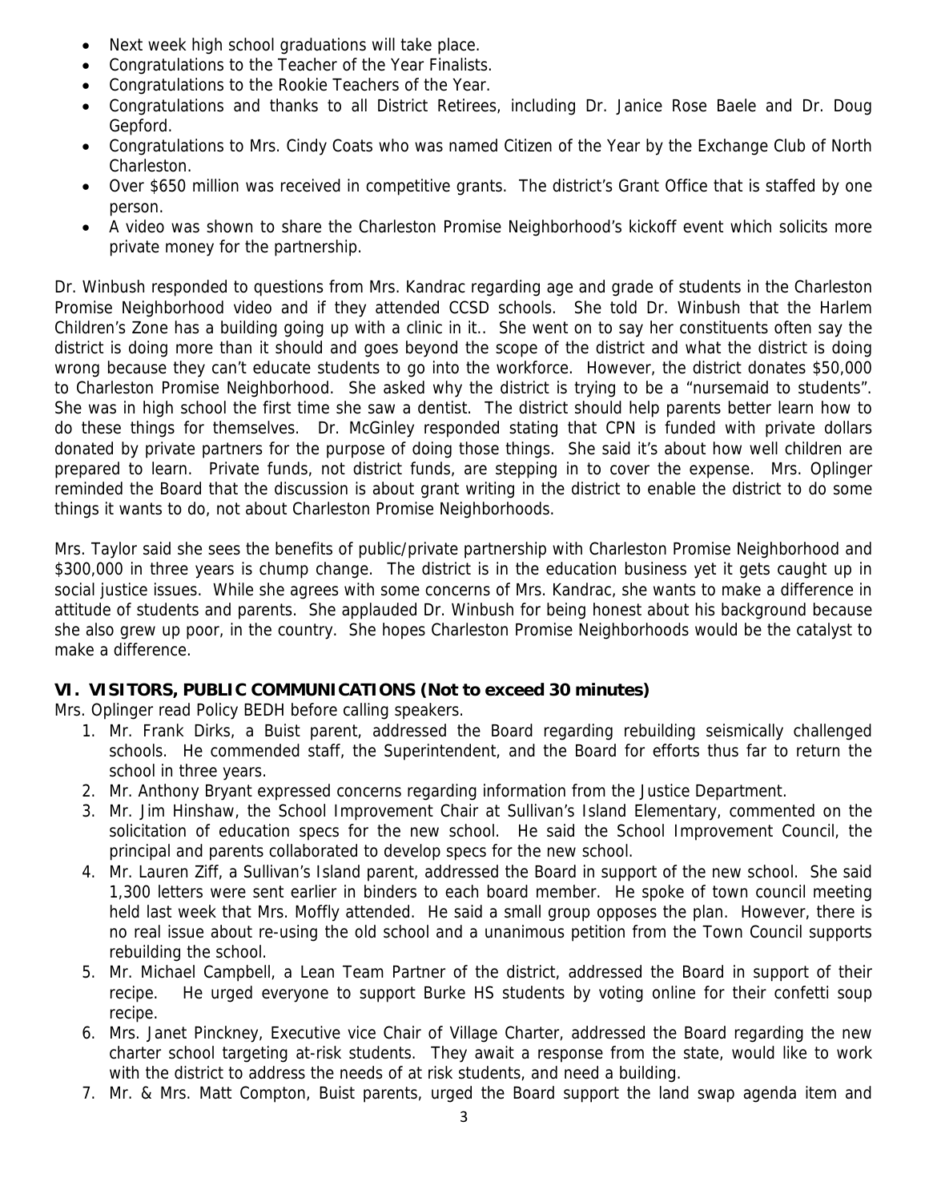- Next week high school graduations will take place.
- Congratulations to the Teacher of the Year Finalists.
- Congratulations to the Rookie Teachers of the Year.
- Congratulations and thanks to all District Retirees, including Dr. Janice Rose Baele and Dr. Doug Gepford.
- Congratulations to Mrs. Cindy Coats who was named Citizen of the Year by the Exchange Club of North Charleston.
- Over $650 million was received in competitive grants. The district's Grant Office that is staffed by one person.
- A video was shown to share the Charleston Promise Neighborhood's kickoff event which solicits more private money for the partnership.

Dr. Winbush responded to questions from Mrs. Kandrac regarding age and grade of students in the Charleston Promise Neighborhood video and if they attended CCSD schools. She told Dr. Winbush that the Harlem Children's Zone has a building going up with a clinic in it.. She went on to say her constituents often say the district is doing more than it should and goes beyond the scope of the district and what the district is doing wrong because they can't educate students to go into the workforce. However, the district donates $50,000 to Charleston Promise Neighborhood. She asked why the district is trying to be a "nursemaid to students". She was in high school the first time she saw a dentist. The district should help parents better learn how to do these things for themselves. Dr. McGinley responded stating that CPN is funded with private dollars donated by private partners for the purpose of doing those things. She said it's about how well children are prepared to learn. Private funds, not district funds, are stepping in to cover the expense. Mrs. Oplinger reminded the Board that the discussion is about grant writing in the district to enable the district to do some things it wants to do, not about Charleston Promise Neighborhoods.

Mrs. Taylor said she sees the benefits of public/private partnership with Charleston Promise Neighborhood and $300,000 in three years is chump change. The district is in the education business yet it gets caught up in social justice issues. While she agrees with some concerns of Mrs. Kandrac, she wants to make a difference in attitude of students and parents. She applauded Dr. Winbush for being honest about his background because she also grew up poor, in the country. She hopes Charleston Promise Neighborhoods would be the catalyst to make a difference.

### VI. VISITORS, PUBLIC COMMUNICATIONS (Not to exceed 30 minutes)

Mrs. Oplinger read Policy BEDH before calling speakers.

1. Mr. Frank Dirks, a Buist parent, addressed the Board regarding rebuilding seismically challenged schools. He commended staff, the Superintendent, and the Board for efforts thus far to return the school in three years.
2. Mr. Anthony Bryant expressed concerns regarding information from the Justice Department.
3. Mr. Jim Hinshaw, the School Improvement Chair at Sullivan's Island Elementary, commented on the solicitation of education specs for the new school. He said the School Improvement Council, the principal and parents collaborated to develop specs for the new school.
4. Mr. Lauren Ziff, a Sullivan's Island parent, addressed the Board in support of the new school. She said 1,300 letters were sent earlier in binders to each board member. He spoke of town council meeting held last week that Mrs. Moffly attended. He said a small group opposes the plan. However, there is no real issue about re-using the old school and a unanimous petition from the Town Council supports rebuilding the school.
5. Mr. Michael Campbell, a Lean Team Partner of the district, addressed the Board in support of their recipe. He urged everyone to support Burke HS students by voting online for their confetti soup recipe.
6. Mrs. Janet Pinckney, Executive vice Chair of Village Charter, addressed the Board regarding the new charter school targeting at-risk students. They await a response from the state, would like to work with the district to address the needs of at risk students, and need a building.
7. Mr. & Mrs. Matt Compton, Buist parents, urged the Board support the land swap agenda item and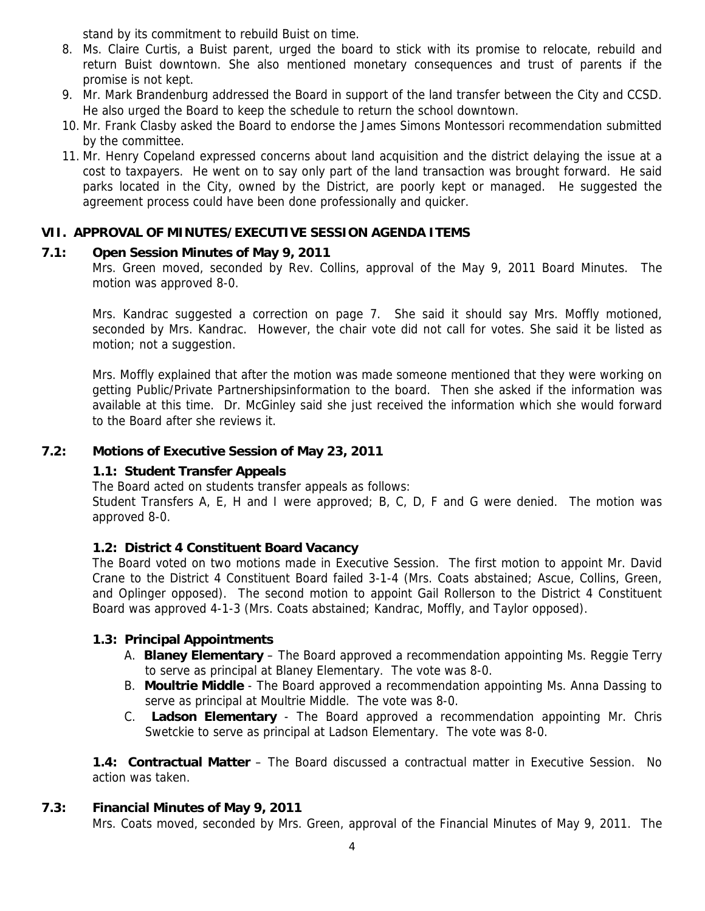stand by its commitment to rebuild Buist on time.

8. Ms. Claire Curtis, a Buist parent, urged the board to stick with its promise to relocate, rebuild and return Buist downtown. She also mentioned monetary consequences and trust of parents if the promise is not kept.
9. Mr. Mark Brandenburg addressed the Board in support of the land transfer between the City and CCSD. He also urged the Board to keep the schedule to return the school downtown.
10. Mr. Frank Clasby asked the Board to endorse the James Simons Montessori recommendation submitted by the committee.
11. Mr. Henry Copeland expressed concerns about land acquisition and the district delaying the issue at a cost to taxpayers. He went on to say only part of the land transaction was brought forward. He said parks located in the City, owned by the District, are poorly kept or managed. He suggested the agreement process could have been done professionally and quicker.

## VII. APPROVAL OF MINUTES/EXECUTIVE SESSION AGENDA ITEMS

### 7.1: Open Session Minutes of May 9, 2011

Mrs. Green moved, seconded by Rev. Collins, approval of the May 9, 2011 Board Minutes. The motion was approved 8-0.

Mrs. Kandrac suggested a correction on page 7. She said it should say Mrs. Moffly motioned, seconded by Mrs. Kandrac. However, the chair vote did not call for votes. She said it be listed as motion; not a suggestion.

Mrs. Moffly explained that after the motion was made someone mentioned that they were working on getting Public/Private Partnershipsinformation to the board. Then she asked if the information was available at this time. Dr. McGinley said she just received the information which she would forward to the Board after she reviews it.

### 7.2: Motions of Executive Session of May 23, 2011

**1.1: Student Transfer Appeals**

The Board acted on students transfer appeals as follows:
Student Transfers A, E, H and I were approved; B, C, D, F and G were denied. The motion was approved 8-0.

**1.2: District 4 Constituent Board Vacancy**

The Board voted on two motions made in Executive Session. The first motion to appoint Mr. David Crane to the District 4 Constituent Board failed 3-1-4 (Mrs. Coats abstained; Ascue, Collins, Green, and Oplinger opposed). The second motion to appoint Gail Rollerson to the District 4 Constituent Board was approved 4-1-3 (Mrs. Coats abstained; Kandrac, Moffly, and Taylor opposed).

**1.3: Principal Appointments**

A. **Blaney Elementary** – The Board approved a recommendation appointing Ms. Reggie Terry to serve as principal at Blaney Elementary. The vote was 8-0.
B. **Moultrie Middle** - The Board approved a recommendation appointing Ms. Anna Dassing to serve as principal at Moultrie Middle. The vote was 8-0.
C. **Ladson Elementary** - The Board approved a recommendation appointing Mr. Chris Swetckie to serve as principal at Ladson Elementary. The vote was 8-0.

**1.4: Contractual Matter** – The Board discussed a contractual matter in Executive Session. No action was taken.

### 7.3: Financial Minutes of May 9, 2011

Mrs. Coats moved, seconded by Mrs. Green, approval of the Financial Minutes of May 9, 2011. The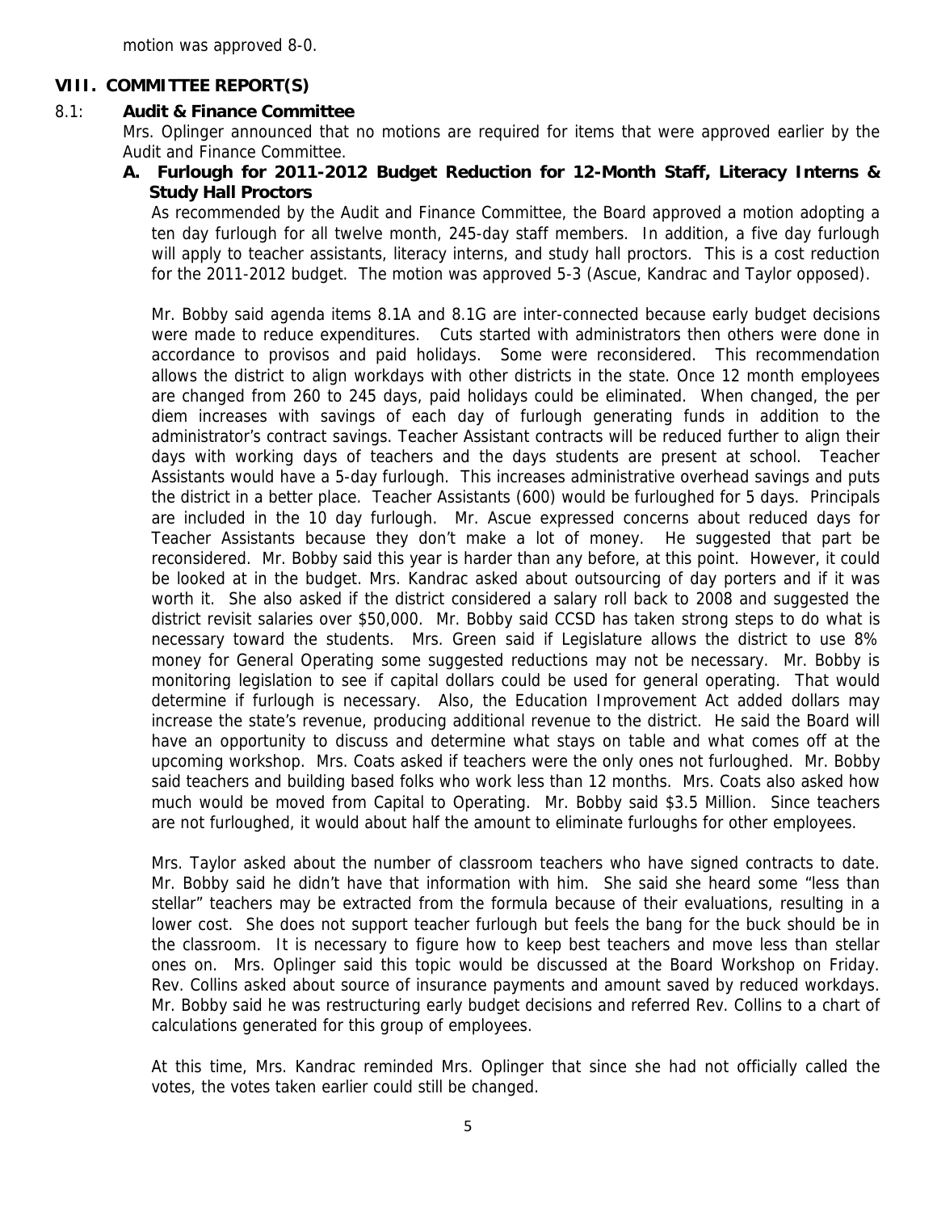motion was approved 8-0.

## VIII. COMMITTEE REPORT(S)

### 8.1: Audit & Finance Committee

Mrs. Oplinger announced that no motions are required for items that were approved earlier by the Audit and Finance Committee.

**A. Furlough for 2011-2012 Budget Reduction for 12-Month Staff, Literacy Interns & Study Hall Proctors**

As recommended by the Audit and Finance Committee, the Board approved a motion adopting a ten day furlough for all twelve month, 245-day staff members. In addition, a five day furlough will apply to teacher assistants, literacy interns, and study hall proctors. This is a cost reduction for the 2011-2012 budget. The motion was approved 5-3 (Ascue, Kandrac and Taylor opposed).

Mr. Bobby said agenda items 8.1A and 8.1G are inter-connected because early budget decisions were made to reduce expenditures. Cuts started with administrators then others were done in accordance to provisos and paid holidays. Some were reconsidered. This recommendation allows the district to align workdays with other districts in the state. Once 12 month employees are changed from 260 to 245 days, paid holidays could be eliminated. When changed, the per diem increases with savings of each day of furlough generating funds in addition to the administrator's contract savings. Teacher Assistant contracts will be reduced further to align their days with working days of teachers and the days students are present at school. Teacher Assistants would have a 5-day furlough. This increases administrative overhead savings and puts the district in a better place. Teacher Assistants (600) would be furloughed for 5 days. Principals are included in the 10 day furlough. Mr. Ascue expressed concerns about reduced days for Teacher Assistants because they don't make a lot of money. He suggested that part be reconsidered. Mr. Bobby said this year is harder than any before, at this point. However, it could be looked at in the budget. Mrs. Kandrac asked about outsourcing of day porters and if it was worth it. She also asked if the district considered a salary roll back to 2008 and suggested the district revisit salaries over $50,000. Mr. Bobby said CCSD has taken strong steps to do what is necessary toward the students. Mrs. Green said if Legislature allows the district to use 8% money for General Operating some suggested reductions may not be necessary. Mr. Bobby is monitoring legislation to see if capital dollars could be used for general operating. That would determine if furlough is necessary. Also, the Education Improvement Act added dollars may increase the state's revenue, producing additional revenue to the district. He said the Board will have an opportunity to discuss and determine what stays on table and what comes off at the upcoming workshop. Mrs. Coats asked if teachers were the only ones not furloughed. Mr. Bobby said teachers and building based folks who work less than 12 months. Mrs. Coats also asked how much would be moved from Capital to Operating. Mr. Bobby said $3.5 Million. Since teachers are not furloughed, it would about half the amount to eliminate furloughs for other employees.

Mrs. Taylor asked about the number of classroom teachers who have signed contracts to date. Mr. Bobby said he didn't have that information with him. She said she heard some "less than stellar" teachers may be extracted from the formula because of their evaluations, resulting in a lower cost. She does not support teacher furlough but feels the bang for the buck should be in the classroom. It is necessary to figure how to keep best teachers and move less than stellar ones on. Mrs. Oplinger said this topic would be discussed at the Board Workshop on Friday. Rev. Collins asked about source of insurance payments and amount saved by reduced workdays. Mr. Bobby said he was restructuring early budget decisions and referred Rev. Collins to a chart of calculations generated for this group of employees.

At this time, Mrs. Kandrac reminded Mrs. Oplinger that since she had not officially called the votes, the votes taken earlier could still be changed.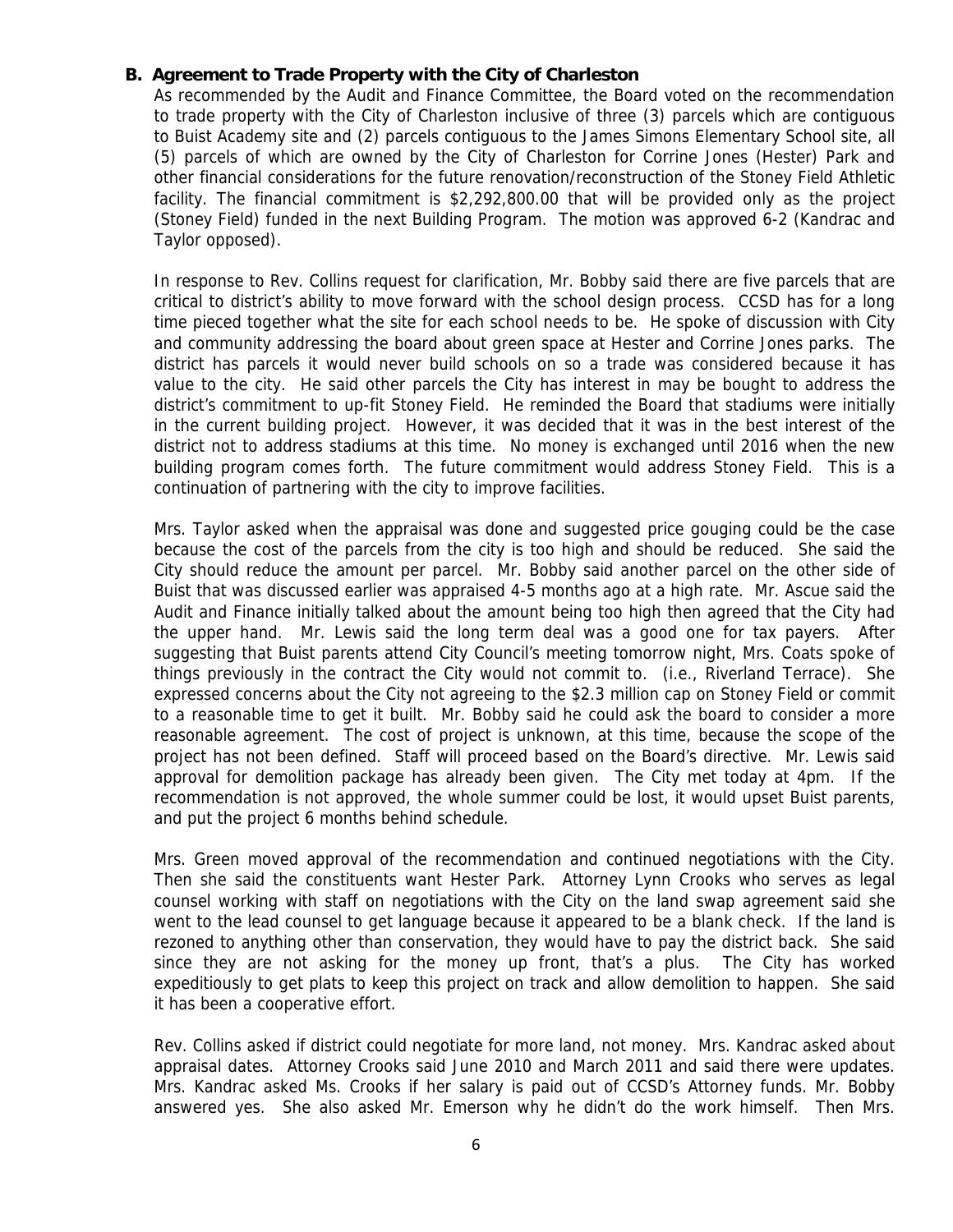### B. Agreement to Trade Property with the City of Charleston

As recommended by the Audit and Finance Committee, the Board voted on the recommendation to trade property with the City of Charleston inclusive of three (3) parcels which are contiguous to Buist Academy site and (2) parcels contiguous to the James Simons Elementary School site, all (5) parcels of which are owned by the City of Charleston for Corrine Jones (Hester) Park and other financial considerations for the future renovation/reconstruction of the Stoney Field Athletic facility. The financial commitment is $2,292,800.00 that will be provided only as the project (Stoney Field) funded in the next Building Program. The motion was approved 6-2 (Kandrac and Taylor opposed).

In response to Rev. Collins request for clarification, Mr. Bobby said there are five parcels that are critical to district's ability to move forward with the school design process. CCSD has for a long time pieced together what the site for each school needs to be. He spoke of discussion with City and community addressing the board about green space at Hester and Corrine Jones parks. The district has parcels it would never build schools on so a trade was considered because it has value to the city. He said other parcels the City has interest in may be bought to address the district's commitment to up-fit Stoney Field. He reminded the Board that stadiums were initially in the current building project. However, it was decided that it was in the best interest of the district not to address stadiums at this time. No money is exchanged until 2016 when the new building program comes forth. The future commitment would address Stoney Field. This is a continuation of partnering with the city to improve facilities.

Mrs. Taylor asked when the appraisal was done and suggested price gouging could be the case because the cost of the parcels from the city is too high and should be reduced. She said the City should reduce the amount per parcel. Mr. Bobby said another parcel on the other side of Buist that was discussed earlier was appraised 4-5 months ago at a high rate. Mr. Ascue said the Audit and Finance initially talked about the amount being too high then agreed that the City had the upper hand. Mr. Lewis said the long term deal was a good one for tax payers. After suggesting that Buist parents attend City Council's meeting tomorrow night, Mrs. Coats spoke of things previously in the contract the City would not commit to. (i.e., Riverland Terrace). She expressed concerns about the City not agreeing to the $2.3 million cap on Stoney Field or commit to a reasonable time to get it built. Mr. Bobby said he could ask the board to consider a more reasonable agreement. The cost of project is unknown, at this time, because the scope of the project has not been defined. Staff will proceed based on the Board's directive. Mr. Lewis said approval for demolition package has already been given. The City met today at 4pm. If the recommendation is not approved, the whole summer could be lost, it would upset Buist parents, and put the project 6 months behind schedule.

Mrs. Green moved approval of the recommendation and continued negotiations with the City. Then she said the constituents want Hester Park. Attorney Lynn Crooks who serves as legal counsel working with staff on negotiations with the City on the land swap agreement said she went to the lead counsel to get language because it appeared to be a blank check. If the land is rezoned to anything other than conservation, they would have to pay the district back. She said since they are not asking for the money up front, that's a plus. The City has worked expeditiously to get plats to keep this project on track and allow demolition to happen. She said it has been a cooperative effort.

Rev. Collins asked if district could negotiate for more land, not money. Mrs. Kandrac asked about appraisal dates. Attorney Crooks said June 2010 and March 2011 and said there were updates. Mrs. Kandrac asked Ms. Crooks if her salary is paid out of CCSD's Attorney funds. Mr. Bobby answered yes. She also asked Mr. Emerson why he didn't do the work himself. Then Mrs.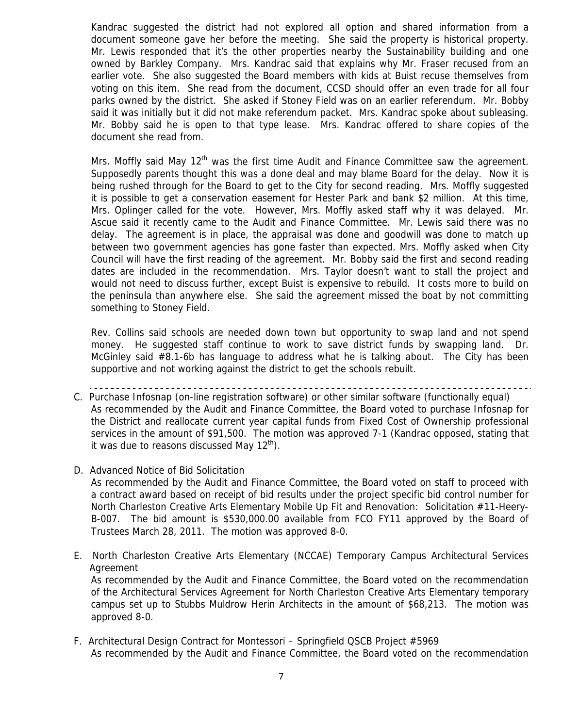Kandrac suggested the district had not explored all option and shared information from a document someone gave her before the meeting. She said the property is historical property. Mr. Lewis responded that it's the other properties nearby the Sustainability building and one owned by Barkley Company. Mrs. Kandrac said that explains why Mr. Fraser recused from an earlier vote. She also suggested the Board members with kids at Buist recuse themselves from voting on this item. She read from the document, CCSD should offer an even trade for all four parks owned by the district. She asked if Stoney Field was on an earlier referendum. Mr. Bobby said it was initially but it did not make referendum packet. Mrs. Kandrac spoke about subleasing. Mr. Bobby said he is open to that type lease. Mrs. Kandrac offered to share copies of the document she read from.

Mrs. Moffly said May 12th was the first time Audit and Finance Committee saw the agreement. Supposedly parents thought this was a done deal and may blame Board for the delay. Now it is being rushed through for the Board to get to the City for second reading. Mrs. Moffly suggested it is possible to get a conservation easement for Hester Park and bank $2 million. At this time, Mrs. Oplinger called for the vote. However, Mrs. Moffly asked staff why it was delayed. Mr. Ascue said it recently came to the Audit and Finance Committee. Mr. Lewis said there was no delay. The agreement is in place, the appraisal was done and goodwill was done to match up between two government agencies has gone faster than expected. Mrs. Moffly asked when City Council will have the first reading of the agreement. Mr. Bobby said the first and second reading dates are included in the recommendation. Mrs. Taylor doesn't want to stall the project and would not need to discuss further, except Buist is expensive to rebuild. It costs more to build on the peninsula than anywhere else. She said the agreement missed the boat by not committing something to Stoney Field.

Rev. Collins said schools are needed down town but opportunity to swap land and not spend money. He suggested staff continue to work to save district funds by swapping land. Dr. McGinley said #8.1-6b has language to address what he is talking about. The City has been supportive and not working against the district to get the schools rebuilt.

---

C. Purchase Infosnap (on-line registration software) or other similar software (functionally equal)
As recommended by the Audit and Finance Committee, the Board voted to purchase Infosnap for the District and reallocate current year capital funds from Fixed Cost of Ownership professional services in the amount of $91,500. The motion was approved 7-1 (Kandrac opposed, stating that it was due to reasons discussed May 12th).

D. Advanced Notice of Bid Solicitation
As recommended by the Audit and Finance Committee, the Board voted on staff to proceed with a contract award based on receipt of bid results under the project specific bid control number for North Charleston Creative Arts Elementary Mobile Up Fit and Renovation: Solicitation #11-Heery-B-007. The bid amount is $530,000.00 available from FCO FY11 approved by the Board of Trustees March 28, 2011. The motion was approved 8-0.

E. North Charleston Creative Arts Elementary (NCCAE) Temporary Campus Architectural Services Agreement
As recommended by the Audit and Finance Committee, the Board voted on the recommendation of the Architectural Services Agreement for North Charleston Creative Arts Elementary temporary campus set up to Stubbs Muldrow Herin Architects in the amount of $68,213. The motion was approved 8-0.

F. Architectural Design Contract for Montessori – Springfield QSCB Project #5969
As recommended by the Audit and Finance Committee, the Board voted on the recommendation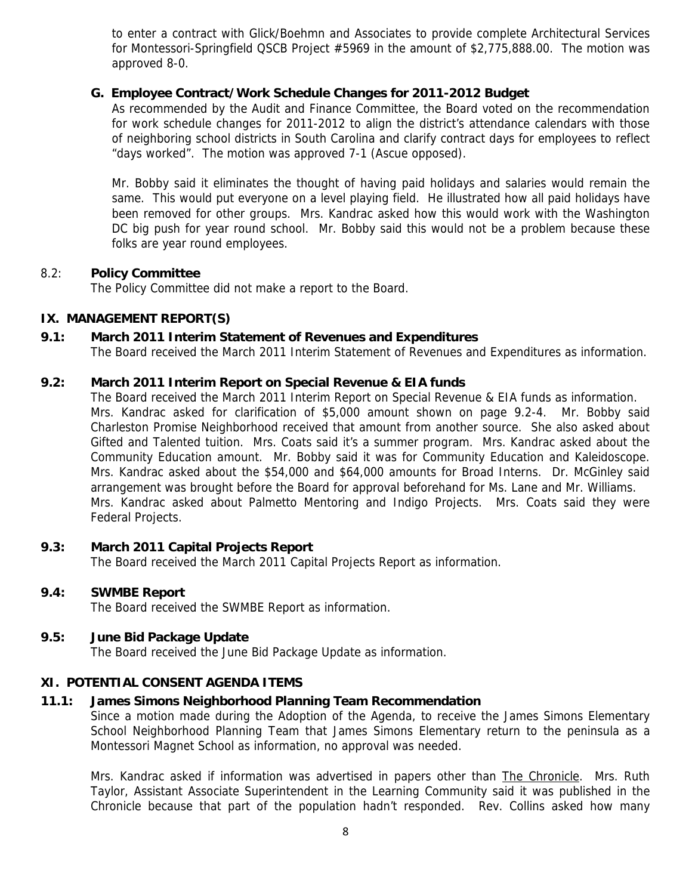to enter a contract with Glick/Boehmn and Associates to provide complete Architectural Services for Montessori-Springfield QSCB Project #5969 in the amount of $2,775,888.00. The motion was approved 8-0.

### G. Employee Contract/Work Schedule Changes for 2011-2012 Budget

As recommended by the Audit and Finance Committee, the Board voted on the recommendation for work schedule changes for 2011-2012 to align the district's attendance calendars with those of neighboring school districts in South Carolina and clarify contract days for employees to reflect "days worked". The motion was approved 7-1 (Ascue opposed).

Mr. Bobby said it eliminates the thought of having paid holidays and salaries would remain the same. This would put everyone on a level playing field. He illustrated how all paid holidays have been removed for other groups. Mrs. Kandrac asked how this would work with the Washington DC big push for year round school. Mr. Bobby said this would not be a problem because these folks are year round employees.

### 8.2: Policy Committee

The Policy Committee did not make a report to the Board.

## IX. MANAGEMENT REPORT(S)

### 9.1: March 2011 Interim Statement of Revenues and Expenditures

The Board received the March 2011 Interim Statement of Revenues and Expenditures as information.

### 9.2: March 2011 Interim Report on Special Revenue & EIA funds

The Board received the March 2011 Interim Report on Special Revenue & EIA funds as information. Mrs. Kandrac asked for clarification of $5,000 amount shown on page 9.2-4. Mr. Bobby said Charleston Promise Neighborhood received that amount from another source. She also asked about Gifted and Talented tuition. Mrs. Coats said it's a summer program. Mrs. Kandrac asked about the Community Education amount. Mr. Bobby said it was for Community Education and Kaleidoscope. Mrs. Kandrac asked about the $54,000 and $64,000 amounts for Broad Interns. Dr. McGinley said arrangement was brought before the Board for approval beforehand for Ms. Lane and Mr. Williams. Mrs. Kandrac asked about Palmetto Mentoring and Indigo Projects. Mrs. Coats said they were Federal Projects.

### 9.3: March 2011 Capital Projects Report

The Board received the March 2011 Capital Projects Report as information.

### 9.4: SWMBE Report

The Board received the SWMBE Report as information.

### 9.5: June Bid Package Update

The Board received the June Bid Package Update as information.

## XI. POTENTIAL CONSENT AGENDA ITEMS

### 11.1: James Simons Neighborhood Planning Team Recommendation

Since a motion made during the Adoption of the Agenda, to receive the James Simons Elementary School Neighborhood Planning Team that James Simons Elementary return to the peninsula as a Montessori Magnet School as information, no approval was needed.

Mrs. Kandrac asked if information was advertised in papers other than The Chronicle. Mrs. Ruth Taylor, Assistant Associate Superintendent in the Learning Community said it was published in the Chronicle because that part of the population hadn't responded. Rev. Collins asked how many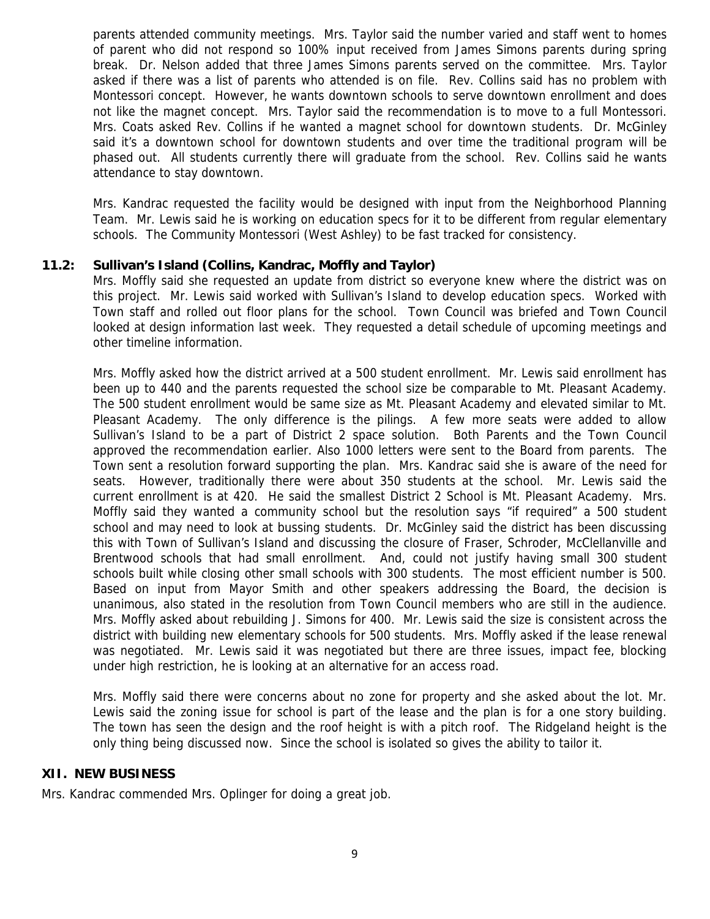parents attended community meetings. Mrs. Taylor said the number varied and staff went to homes of parent who did not respond so 100% input received from James Simons parents during spring break. Dr. Nelson added that three James Simons parents served on the committee. Mrs. Taylor asked if there was a list of parents who attended is on file. Rev. Collins said has no problem with Montessori concept. However, he wants downtown schools to serve downtown enrollment and does not like the magnet concept. Mrs. Taylor said the recommendation is to move to a full Montessori. Mrs. Coats asked Rev. Collins if he wanted a magnet school for downtown students. Dr. McGinley said it's a downtown school for downtown students and over time the traditional program will be phased out. All students currently there will graduate from the school. Rev. Collins said he wants attendance to stay downtown.

Mrs. Kandrac requested the facility would be designed with input from the Neighborhood Planning Team. Mr. Lewis said he is working on education specs for it to be different from regular elementary schools. The Community Montessori (West Ashley) to be fast tracked for consistency.

**11.2: Sullivan's Island (Collins, Kandrac, Moffly and Taylor)**

Mrs. Moffly said she requested an update from district so everyone knew where the district was on this project. Mr. Lewis said worked with Sullivan's Island to develop education specs. Worked with Town staff and rolled out floor plans for the school. Town Council was briefed and Town Council looked at design information last week. They requested a detail schedule of upcoming meetings and other timeline information.

Mrs. Moffly asked how the district arrived at a 500 student enrollment. Mr. Lewis said enrollment has been up to 440 and the parents requested the school size be comparable to Mt. Pleasant Academy. The 500 student enrollment would be same size as Mt. Pleasant Academy and elevated similar to Mt. Pleasant Academy. The only difference is the pilings. A few more seats were added to allow Sullivan's Island to be a part of District 2 space solution. Both Parents and the Town Council approved the recommendation earlier. Also 1000 letters were sent to the Board from parents. The Town sent a resolution forward supporting the plan. Mrs. Kandrac said she is aware of the need for seats. However, traditionally there were about 350 students at the school. Mr. Lewis said the current enrollment is at 420. He said the smallest District 2 School is Mt. Pleasant Academy. Mrs. Moffly said they wanted a community school but the resolution says "if required" a 500 student school and may need to look at bussing students. Dr. McGinley said the district has been discussing this with Town of Sullivan's Island and discussing the closure of Fraser, Schroder, McClellanville and Brentwood schools that had small enrollment. And, could not justify having small 300 student schools built while closing other small schools with 300 students. The most efficient number is 500. Based on input from Mayor Smith and other speakers addressing the Board, the decision is unanimous, also stated in the resolution from Town Council members who are still in the audience. Mrs. Moffly asked about rebuilding J. Simons for 400. Mr. Lewis said the size is consistent across the district with building new elementary schools for 500 students. Mrs. Moffly asked if the lease renewal was negotiated. Mr. Lewis said it was negotiated but there are three issues, impact fee, blocking under high restriction, he is looking at an alternative for an access road.

Mrs. Moffly said there were concerns about no zone for property and she asked about the lot. Mr. Lewis said the zoning issue for school is part of the lease and the plan is for a one story building. The town has seen the design and the roof height is with a pitch roof. The Ridgeland height is the only thing being discussed now. Since the school is isolated so gives the ability to tailor it.

## XII. NEW BUSINESS

Mrs. Kandrac commended Mrs. Oplinger for doing a great job.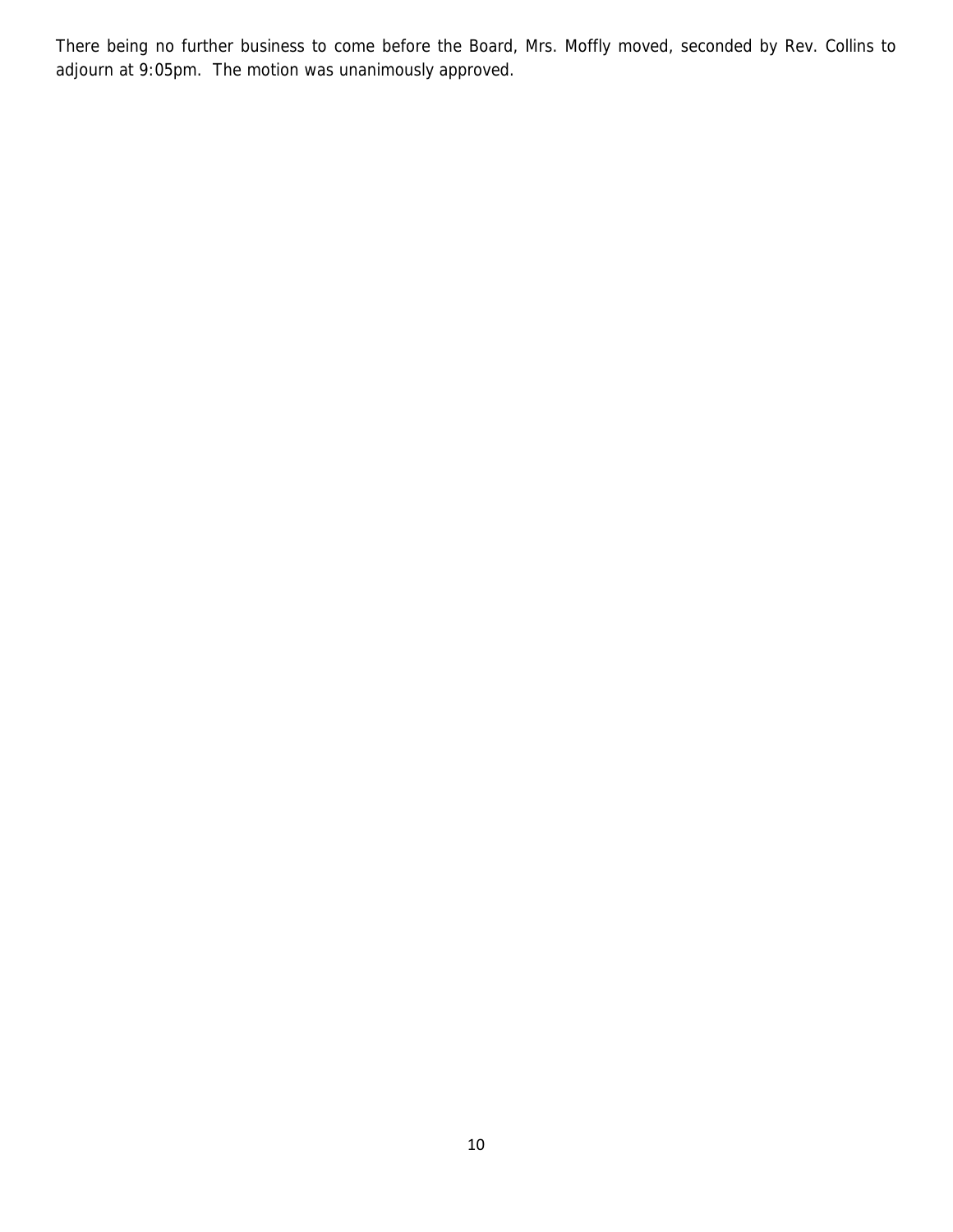There being no further business to come before the Board, Mrs. Moffly moved, seconded by Rev. Collins to adjourn at 9:05pm. The motion was unanimously approved.